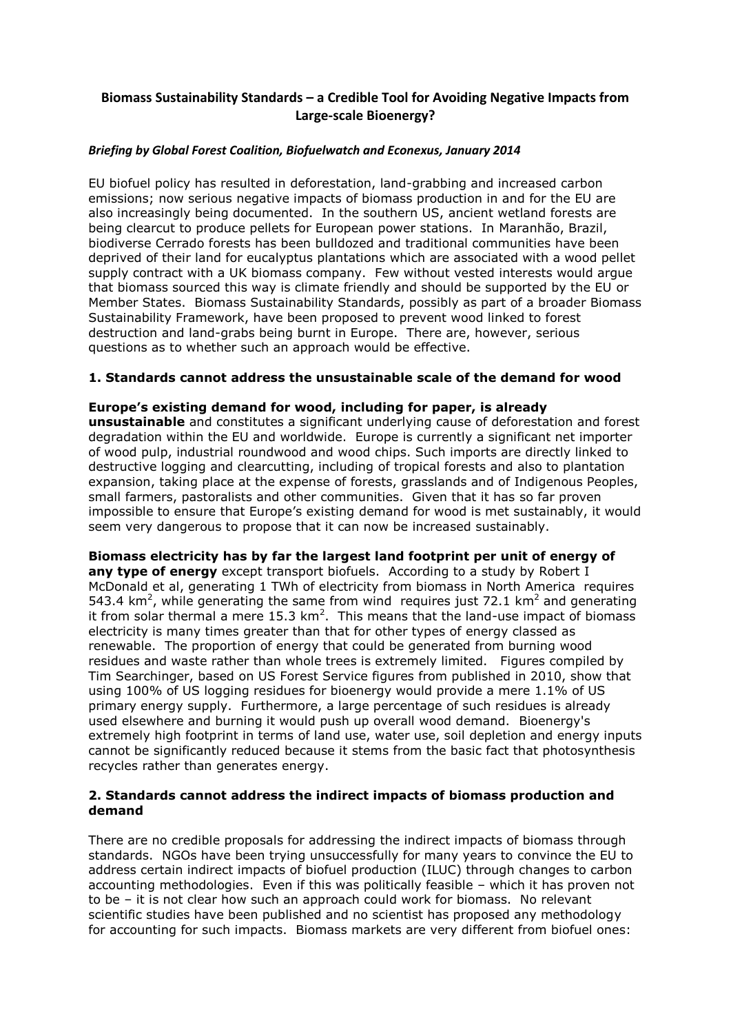# Biomass Sustainability Standards – a Credible Tool for Avoiding Negative Impacts from Large-scale Bioenergy?

***Briefing by Global Forest Coalition, Biofuelwatch and Econexus, January 2014***

EU biofuel policy has resulted in deforestation, land-grabbing and increased carbon emissions; now serious negative impacts of biomass production in and for the EU are also increasingly being documented. In the southern US, ancient wetland forests are being clearcut to produce pellets for European power stations. In Maranhão, Brazil, biodiverse Cerrado forests has been bulldozed and traditional communities have been deprived of their land for eucalyptus plantations which are associated with a wood pellet supply contract with a UK biomass company. Few without vested interests would argue that biomass sourced this way is climate friendly and should be supported by the EU or Member States. Biomass Sustainability Standards, possibly as part of a broader Biomass Sustainability Framework, have been proposed to prevent wood linked to forest destruction and land-grabs being burnt in Europe. There are, however, serious questions as to whether such an approach would be effective.

## 1. Standards cannot address the unsustainable scale of the demand for wood

**Europe's existing demand for wood, including for paper, is already unsustainable** and constitutes a significant underlying cause of deforestation and forest degradation within the EU and worldwide. Europe is currently a significant net importer of wood pulp, industrial roundwood and wood chips. Such imports are directly linked to destructive logging and clearcutting, including of tropical forests and also to plantation expansion, taking place at the expense of forests, grasslands and of Indigenous Peoples, small farmers, pastoralists and other communities. Given that it has so far proven impossible to ensure that Europe's existing demand for wood is met sustainably, it would seem very dangerous to propose that it can now be increased sustainably.

**Biomass electricity has by far the largest land footprint per unit of energy of any type of energy** except transport biofuels. According to a study by Robert I McDonald et al, generating 1 TWh of electricity from biomass in North America requires 543.4 km$^2$, while generating the same from wind requires just 72.1 km$^2$ and generating it from solar thermal a mere 15.3 km$^2$. This means that the land-use impact of biomass electricity is many times greater than that for other types of energy classed as renewable. The proportion of energy that could be generated from burning wood residues and waste rather than whole trees is extremely limited. Figures compiled by Tim Searchinger, based on US Forest Service figures from published in 2010, show that using 100% of US logging residues for bioenergy would provide a mere 1.1% of US primary energy supply. Furthermore, a large percentage of such residues is already used elsewhere and burning it would push up overall wood demand. Bioenergy's extremely high footprint in terms of land use, water use, soil depletion and energy inputs cannot be significantly reduced because it stems from the basic fact that photosynthesis recycles rather than generates energy.

## 2. Standards cannot address the indirect impacts of biomass production and demand

There are no credible proposals for addressing the indirect impacts of biomass through standards. NGOs have been trying unsuccessfully for many years to convince the EU to address certain indirect impacts of biofuel production (ILUC) through changes to carbon accounting methodologies. Even if this was politically feasible – which it has proven not to be – it is not clear how such an approach could work for biomass. No relevant scientific studies have been published and no scientist has proposed any methodology for accounting for such impacts. Biomass markets are very different from biofuel ones: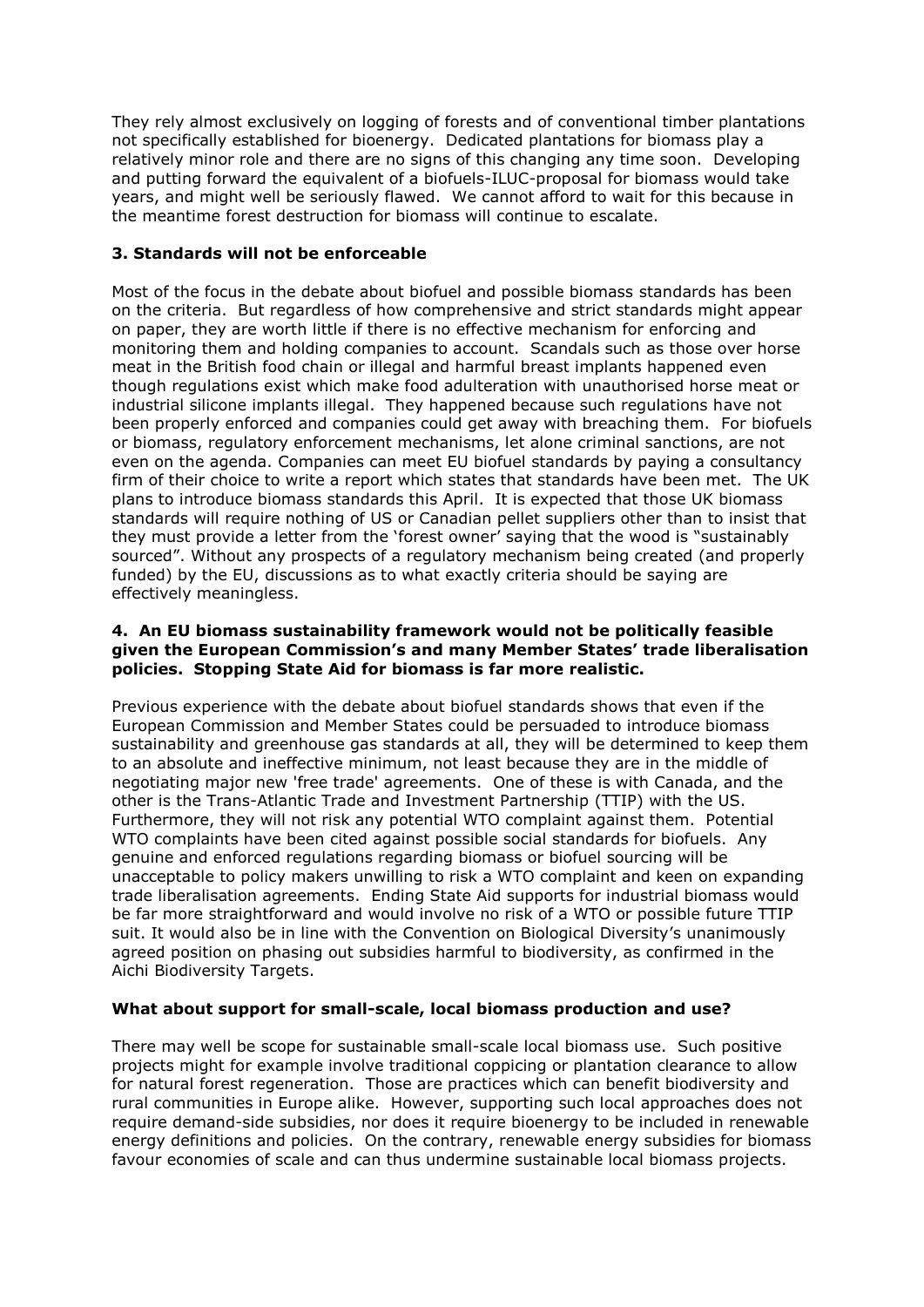They rely almost exclusively on logging of forests and of conventional timber plantations not specifically established for bioenergy. Dedicated plantations for biomass play a relatively minor role and there are no signs of this changing any time soon. Developing and putting forward the equivalent of a biofuels-ILUC-proposal for biomass would take years, and might well be seriously flawed. We cannot afford to wait for this because in the meantime forest destruction for biomass will continue to escalate.

### 3. Standards will not be enforceable

Most of the focus in the debate about biofuel and possible biomass standards has been on the criteria. But regardless of how comprehensive and strict standards might appear on paper, they are worth little if there is no effective mechanism for enforcing and monitoring them and holding companies to account. Scandals such as those over horse meat in the British food chain or illegal and harmful breast implants happened even though regulations exist which make food adulteration with unauthorised horse meat or industrial silicone implants illegal. They happened because such regulations have not been properly enforced and companies could get away with breaching them. For biofuels or biomass, regulatory enforcement mechanisms, let alone criminal sanctions, are not even on the agenda. Companies can meet EU biofuel standards by paying a consultancy firm of their choice to write a report which states that standards have been met. The UK plans to introduce biomass standards this April. It is expected that those UK biomass standards will require nothing of US or Canadian pellet suppliers other than to insist that they must provide a letter from the 'forest owner' saying that the wood is "sustainably sourced". Without any prospects of a regulatory mechanism being created (and properly funded) by the EU, discussions as to what exactly criteria should be saying are effectively meaningless.

### 4. An EU biomass sustainability framework would not be politically feasible given the European Commission's and many Member States' trade liberalisation policies. Stopping State Aid for biomass is far more realistic.

Previous experience with the debate about biofuel standards shows that even if the European Commission and Member States could be persuaded to introduce biomass sustainability and greenhouse gas standards at all, they will be determined to keep them to an absolute and ineffective minimum, not least because they are in the middle of negotiating major new 'free trade' agreements. One of these is with Canada, and the other is the Trans-Atlantic Trade and Investment Partnership (TTIP) with the US. Furthermore, they will not risk any potential WTO complaint against them. Potential WTO complaints have been cited against possible social standards for biofuels. Any genuine and enforced regulations regarding biomass or biofuel sourcing will be unacceptable to policy makers unwilling to risk a WTO complaint and keen on expanding trade liberalisation agreements. Ending State Aid supports for industrial biomass would be far more straightforward and would involve no risk of a WTO or possible future TTIP suit. It would also be in line with the Convention on Biological Diversity's unanimously agreed position on phasing out subsidies harmful to biodiversity, as confirmed in the Aichi Biodiversity Targets.

### What about support for small-scale, local biomass production and use?

There may well be scope for sustainable small-scale local biomass use. Such positive projects might for example involve traditional coppicing or plantation clearance to allow for natural forest regeneration. Those are practices which can benefit biodiversity and rural communities in Europe alike. However, supporting such local approaches does not require demand-side subsidies, nor does it require bioenergy to be included in renewable energy definitions and policies. On the contrary, renewable energy subsidies for biomass favour economies of scale and can thus undermine sustainable local biomass projects.